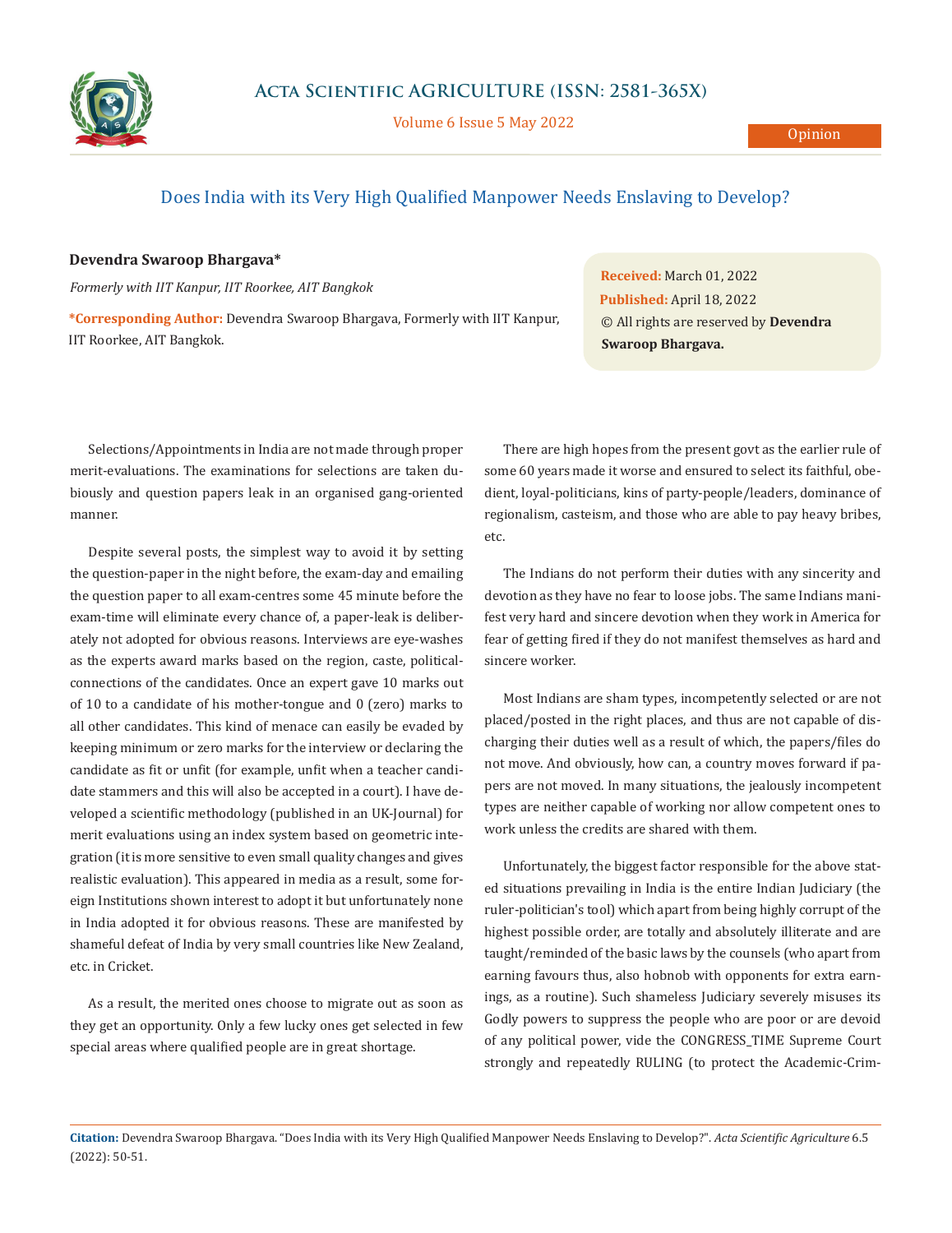Opinion

# Does India with its Very High Qualified Manpower Needs Enslaving to Develop?

**Devendra Swaroop Bhargava***

*Formerly with IIT Kanpur, IIT Roorkee, AIT Bangkok*

***Corresponding Author:** Devendra Swaroop Bhargava, Formerly with IIT Kanpur, IIT Roorkee, AIT Bangkok.

**Received:** March 01, 2022
**Published:** April 18, 2022
© All rights are reserved by **Devendra Swaroop Bhargava.**

Selections/Appointments in India are not made through proper merit-evaluations. The examinations for selections are taken dubiously and question papers leak in an organised gang-oriented manner.

Despite several posts, the simplest way to avoid it by setting the question-paper in the night before, the exam-day and emailing the question paper to all exam-centres some 45 minute before the exam-time will eliminate every chance of, a paper-leak is deliberately not adopted for obvious reasons. Interviews are eye-washes as the experts award marks based on the region, caste, political-connections of the candidates. Once an expert gave 10 marks out of 10 to a candidate of his mother-tongue and 0 (zero) marks to all other candidates. This kind of menace can easily be evaded by keeping minimum or zero marks for the interview or declaring the candidate as fit or unfit (for example, unfit when a teacher candidate stammers and this will also be accepted in a court). I have developed a scientific methodology (published in an UK-Journal) for merit evaluations using an index system based on geometric integration (it is more sensitive to even small quality changes and gives realistic evaluation). This appeared in media as a result, some foreign Institutions shown interest to adopt it but unfortunately none in India adopted it for obvious reasons. These are manifested by shameful defeat of India by very small countries like New Zealand, etc. in Cricket.

As a result, the merited ones choose to migrate out as soon as they get an opportunity. Only a few lucky ones get selected in few special areas where qualified people are in great shortage.

There are high hopes from the present govt as the earlier rule of some 60 years made it worse and ensured to select its faithful, obedient, loyal-politicians, kins of party-people/leaders, dominance of regionalism, casteism, and those who are able to pay heavy bribes, etc.

The Indians do not perform their duties with any sincerity and devotion as they have no fear to loose jobs. The same Indians manifest very hard and sincere devotion when they work in America for fear of getting fired if they do not manifest themselves as hard and sincere worker.

Most Indians are sham types, incompetently selected or are not placed/posted in the right places, and thus are not capable of discharging their duties well as a result of which, the papers/files do not move. And obviously, how can, a country moves forward if papers are not moved. In many situations, the jealously incompetent types are neither capable of working nor allow competent ones to work unless the credits are shared with them.

Unfortunately, the biggest factor responsible for the above stated situations prevailing in India is the entire Indian Judiciary (the ruler-politician's tool) which apart from being highly corrupt of the highest possible order, are totally and absolutely illiterate and are taught/reminded of the basic laws by the counsels (who apart from earning favours thus, also hobnob with opponents for extra earnings, as a routine). Such shameless Judiciary severely misuses its Godly powers to suppress the people who are poor or are devoid of any political power, vide the CONGRESS_TIME Supreme Court strongly and repeatedly RULING (to protect the Academic-Crim-

**Citation:** Devendra Swaroop Bhargava. "Does India with its Very High Qualified Manpower Needs Enslaving to Develop?". *Acta Scientific Agriculture* 6.5 (2022): 50-51.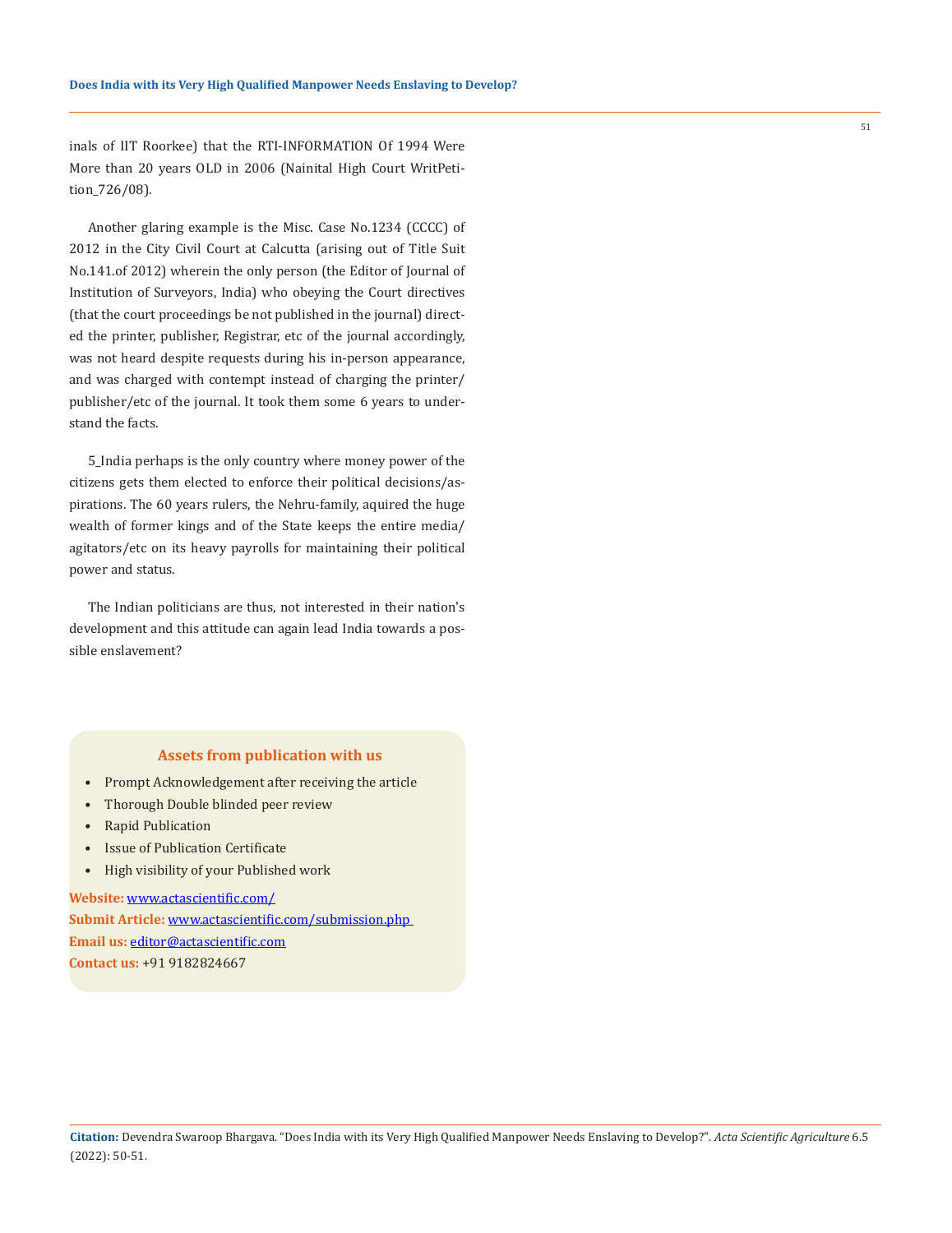inals of IIT Roorkee) that the RTI-INFORMATION Of 1994 Were More than 20 years OLD in 2006 (Nainital High Court WritPetition_726/08).

Another glaring example is the Misc. Case No.1234 (CCCC) of 2012 in the City Civil Court at Calcutta (arising out of Title Suit No.141.of 2012) wherein the only person (the Editor of Journal of Institution of Surveyors, India) who obeying the Court directives (that the court proceedings be not published in the journal) directed the printer, publisher, Registrar, etc of the journal accordingly, was not heard despite requests during his in-person appearance, and was charged with contempt instead of charging the printer/publisher/etc of the journal. It took them some 6 years to understand the facts.

5_India perhaps is the only country where money power of the citizens gets them elected to enforce their political decisions/aspirations. The 60 years rulers, the Nehru-family, aquired the huge wealth of former kings and of the State keeps the entire media/agitators/etc on its heavy payrolls for maintaining their political power and status.

The Indian politicians are thus, not interested in their nation's development and this attitude can again lead India towards a possible enslavement?

**Assets from publication with us**

- Prompt Acknowledgement after receiving the article
- Thorough Double blinded peer review
- Rapid Publication
- Issue of Publication Certificate
- High visibility of your Published work

**Website:** www.actascientific.com/
**Submit Article:** www.actascientific.com/submission.php
**Email us:** editor@actascientific.com
**Contact us:** +91 9182824667